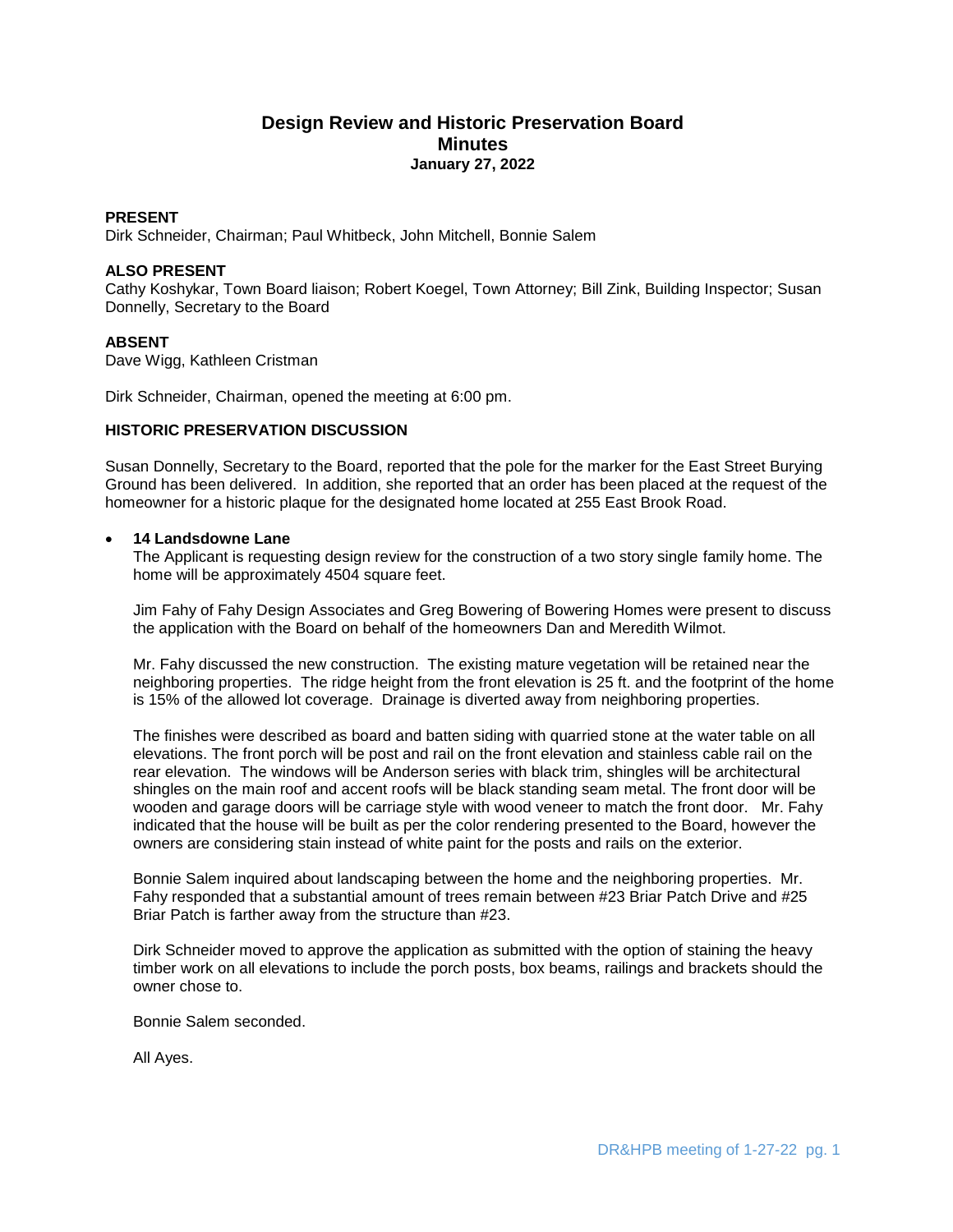# Design Review and Historic Preservation Board
## Minutes
### January 27, 2022

**PRESENT**
Dirk Schneider, Chairman; Paul Whitbeck, John Mitchell, Bonnie Salem

**ALSO PRESENT**
Cathy Koshykar, Town Board liaison; Robert Koegel, Town Attorney; Bill Zink, Building Inspector; Susan Donnelly, Secretary to the Board

**ABSENT**
Dave Wigg, Kathleen Cristman

Dirk Schneider, Chairman, opened the meeting at 6:00 pm.

**HISTORIC PRESERVATION DISCUSSION**

Susan Donnelly, Secretary to the Board, reported that the pole for the marker for the East Street Burying Ground has been delivered. In addition, she reported that an order has been placed at the request of the homeowner for a historic plaque for the designated home located at 255 East Brook Road.

- **14 Landsdowne Lane**
  The Applicant is requesting design review for the construction of a two story single family home. The home will be approximately 4504 square feet.

  Jim Fahy of Fahy Design Associates and Greg Bowering of Bowering Homes were present to discuss the application with the Board on behalf of the homeowners Dan and Meredith Wilmot.

  Mr. Fahy discussed the new construction. The existing mature vegetation will be retained near the neighboring properties. The ridge height from the front elevation is 25 ft. and the footprint of the home is 15% of the allowed lot coverage. Drainage is diverted away from neighboring properties.

  The finishes were described as board and batten siding with quarried stone at the water table on all elevations. The front porch will be post and rail on the front elevation and stainless cable rail on the rear elevation. The windows will be Anderson series with black trim, shingles will be architectural shingles on the main roof and accent roofs will be black standing seam metal. The front door will be wooden and garage doors will be carriage style with wood veneer to match the front door. Mr. Fahy indicated that the house will be built as per the color rendering presented to the Board, however the owners are considering stain instead of white paint for the posts and rails on the exterior.

  Bonnie Salem inquired about landscaping between the home and the neighboring properties. Mr. Fahy responded that a substantial amount of trees remain between #23 Briar Patch Drive and #25 Briar Patch is farther away from the structure than #23.

  Dirk Schneider moved to approve the application as submitted with the option of staining the heavy timber work on all elevations to include the porch posts, box beams, railings and brackets should the owner chose to.

  Bonnie Salem seconded.

  All Ayes.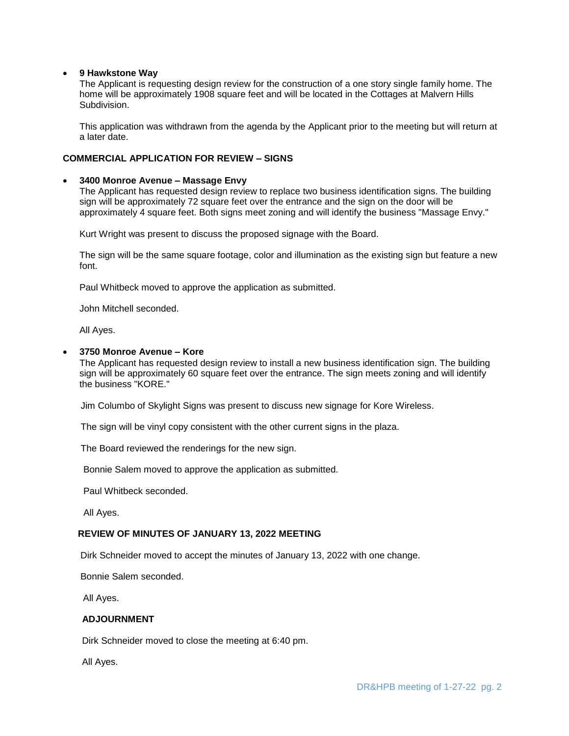- **9 Hawkstone Way**
  The Applicant is requesting design review for the construction of a one story single family home. The home will be approximately 1908 square feet and will be located in the Cottages at Malvern Hills Subdivision.

  This application was withdrawn from the agenda by the Applicant prior to the meeting but will return at a later date.

**COMMERCIAL APPLICATION FOR REVIEW – SIGNS**

- **3400 Monroe Avenue – Massage Envy**
  The Applicant has requested design review to replace two business identification signs. The building sign will be approximately 72 square feet over the entrance and the sign on the door will be approximately 4 square feet. Both signs meet zoning and will identify the business "Massage Envy."

  Kurt Wright was present to discuss the proposed signage with the Board.

  The sign will be the same square footage, color and illumination as the existing sign but feature a new font.

  Paul Whitbeck moved to approve the application as submitted.

  John Mitchell seconded.

  All Ayes.

- **3750 Monroe Avenue – Kore**
  The Applicant has requested design review to install a new business identification sign. The building sign will be approximately 60 square feet over the entrance. The sign meets zoning and will identify the business "KORE."

  Jim Columbo of Skylight Signs was present to discuss new signage for Kore Wireless.

  The sign will be vinyl copy consistent with the other current signs in the plaza.

  The Board reviewed the renderings for the new sign.

  Bonnie Salem moved to approve the application as submitted.

  Paul Whitbeck seconded.

  All Ayes.

**REVIEW OF MINUTES OF JANUARY 13, 2022 MEETING**

Dirk Schneider moved to accept the minutes of January 13, 2022 with one change.

Bonnie Salem seconded.

All Ayes.

**ADJOURNMENT**

Dirk Schneider moved to close the meeting at 6:40 pm.

All Ayes.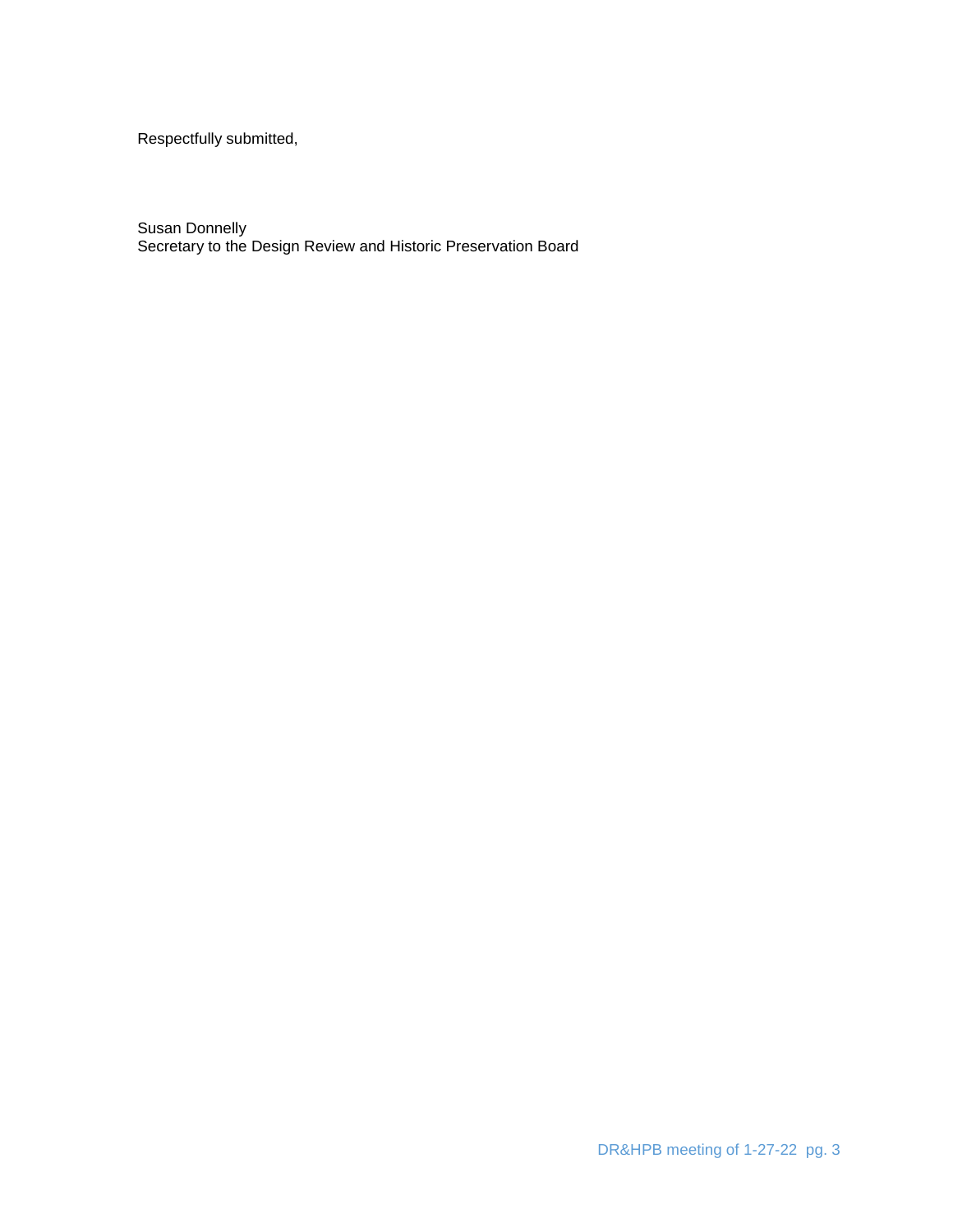Respectfully submitted,

Susan Donnelly
Secretary to the Design Review and Historic Preservation Board